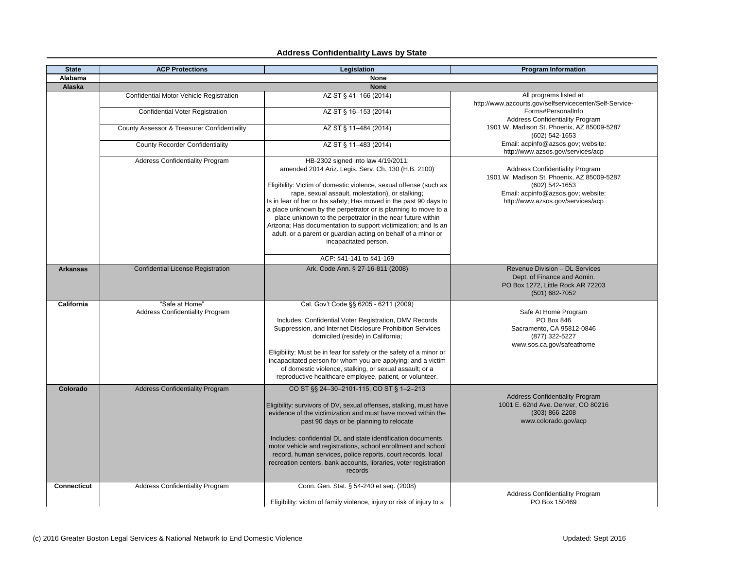# Address Confidentiality Laws by State

| State | ACP Protections | Legislation | Program Information |
|---|---|---|---|
| **Alabama** | **None** | | |
| **Alaska** | **None** | | |
| | Confidential Motor Vehicle Registration | AZ ST § 41–166 (2014) | All programs listed at: http://www.azcourts.gov/selfservicecenter/Self-Service-Forms#PersonalInfo<br>Address Confidentiality Program<br>1901 W. Madison St. Phoenix, AZ 85009-5287<br>(602) 542-1653<br>Email: acpinfo@azsos.gov; website: http://www.azsos.gov/services/acp |
| | Confidential Voter Registration | AZ ST § 16–153 (2014) | |
| | County Assessor & Treasurer Confidentiality | AZ ST § 11–484 (2014) | |
| | County Recorder Confidentiality | AZ ST § 11–483 (2014) | |
| | Address Confidentiality Program | HB-2302 signed into law 4/19/2011; amended 2014 Ariz. Legis. Serv. Ch. 130 (H.B. 2100)<br><br>Eligibility: Victim of domestic violence, sexual offense (such as rape, sexual assault, molestation), or stalking; Is in fear of her or his safety; Has moved in the past 90 days to a place unknown by the perpetrator or is planning to move to a place unknown to the perpetrator in the near future within Arizona; Has documentation to support victimization; and Is an adult, or a parent or guardian acting on behalf of a minor or incapacitated person.<br><br>ACP: §41-141 to §41-169 | Address Confidentiality Program<br>1901 W. Madison St. Phoenix, AZ 85009-5287<br>(602) 542-1653<br>Email: acpinfo@azsos.gov; website: http://www.azsos.gov/services/acp |
| **Arkansas** | Confidential License Registration | Ark. Code Ann. § 27-16-811 (2008) | Revenue Division – DL Services<br>Dept. of Finance and Admin.<br>PO Box 1272, Little Rock AR 72203<br>(501) 682-7052 |
| **California** | "Safe at Home"<br>Address Confidentiality Program | Cal. Gov't Code §§ 6205 - 6211 (2009)<br><br>Includes: Confidential Voter Registration, DMV Records Suppression, and Internet Disclosure Prohibition Services domiciled (reside) in California;<br><br>Eligibility: Must be in fear for safety or the safety of a minor or incapacitated person for whom you are applying; and a victim of domestic violence, stalking, or sexual assault; or a reproductive healthcare employee, patient, or volunteer. | Safe At Home Program<br>PO Box 846<br>Sacramento, CA 95812-0846<br>(877) 322-5227<br>www.sos.ca.gov/safeathome |
| **Colorado** | Address Confidentiality Program | CO ST §§ 24–30–2101-115, CO ST § 1–2–213<br><br>Eligibility: survivors of DV, sexual offenses, stalking, must have evidence of the victimization and must have moved within the past 90 days or be planning to relocate<br><br>Includes: confidential DL and state identification documents, motor vehicle and registrations, school enrollment and school record, human services, police reports, court records, local recreation centers, bank accounts, libraries, voter registration records | Address Confidentiality Program<br>1001 E. 62nd Ave. Denver, CO 80216<br>(303) 866-2208<br>www.colorado.gov/acp |
| **Connecticut** | Address Confidentiality Program | Conn. Gen. Stat. § 54-240 et seq. (2008)<br><br>Eligibility: victim of family violence, injury or risk of injury to a | Address Confidentiality Program<br>PO Box 150469 |

(c) 2016 Greater Boston Legal Services & National Network to End Domestic Violence

Updated: Sept 2016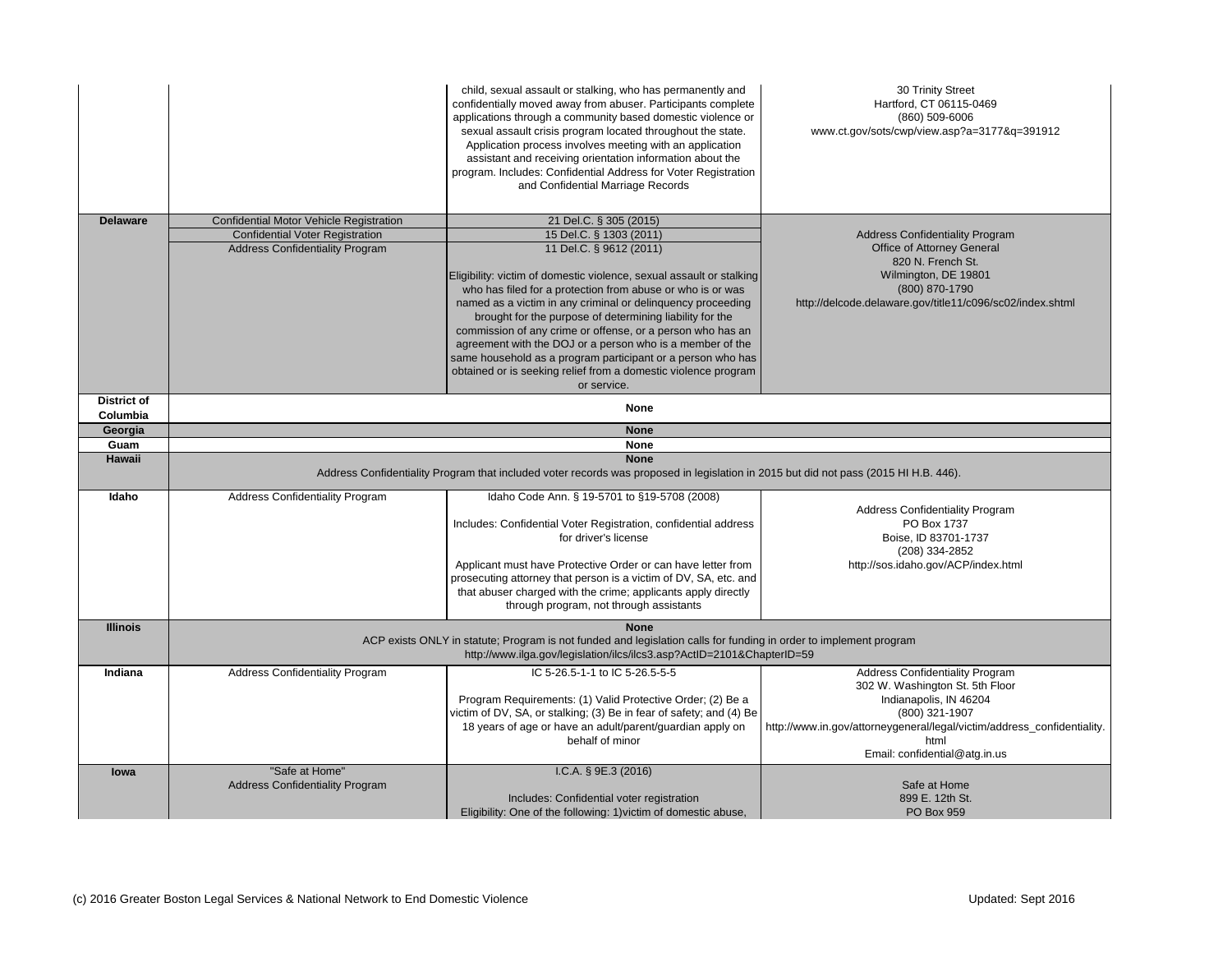| | | | |
|---|---|---|---|
| | | child, sexual assault or stalking, who has permanently and confidentially moved away from abuser. Participants complete applications through a community based domestic violence or sexual assault crisis program located throughout the state. Application process involves meeting with an application assistant and receiving orientation information about the program. Includes: Confidential Address for Voter Registration and Confidential Marriage Records | 30 Trinity Street<br>Hartford, CT 06115-0469<br>(860) 509-6006<br>www.ct.gov/sots/cwp/view.asp?a=3177&q=391912 |
| **Delaware** | Confidential Motor Vehicle Registration | 21 Del.C. § 305 (2015) | Address Confidentiality Program<br>Office of Attorney General<br>820 N. French St.<br>Wilmington, DE 19801<br>(800) 870-1790<br>http://delcode.delaware.gov/title11/c096/sc02/index.shtml |
| | Confidential Voter Registration | 15 Del.C. § 1303 (2011) | |
| | Address Confidentiality Program | 11 Del.C. § 9612 (2011)<br><br>Eligibility: victim of domestic violence, sexual assault or stalking who has filed for a protection from abuse or who is or was named as a victim in any criminal or delinquency proceeding brought for the purpose of determining liability for the commission of any crime or offense, or a person who has an agreement with the DOJ or a person who is a member of the same household as a program participant or a person who has obtained or is seeking relief from a domestic violence program or service. | |
| **District of Columbia** | **None** | | |
| **Georgia** | **None** | | |
| **Guam** | **None** | | |
| **Hawaii** | **None**<br>Address Confidentiality Program that included voter records was proposed in legislation in 2015 but did not pass (2015 HI H.B. 446). | | |
| **Idaho** | Address Confidentiality Program | Idaho Code Ann. § 19-5701 to §19-5708 (2008)<br><br>Includes: Confidential Voter Registration, confidential address for driver's license<br><br>Applicant must have Protective Order or can have letter from prosecuting attorney that person is a victim of DV, SA, etc. and that abuser charged with the crime; applicants apply directly through program, not through assistants | Address Confidentiality Program<br>PO Box 1737<br>Boise, ID 83701-1737<br>(208) 334-2852<br>http://sos.idaho.gov/ACP/index.html |
| **Illinois** | **None**<br>ACP exists ONLY in statute; Program is not funded and legislation calls for funding in order to implement program<br>http://www.ilga.gov/legislation/ilcs/ilcs3.asp?ActID=2101&ChapterID=59 | | |
| **Indiana** | Address Confidentiality Program | IC 5-26.5-1-1 to IC 5-26.5-5-5<br><br>Program Requirements: (1) Valid Protective Order; (2) Be a victim of DV, SA, or stalking; (3) Be in fear of safety; and (4) Be 18 years of age or have an adult/parent/guardian apply on behalf of minor | Address Confidentiality Program<br>302 W. Washington St. 5th Floor<br>Indianapolis, IN 46204<br>(800) 321-1907<br>http://www.in.gov/attorneygeneral/legal/victim/address_confidentiality.html<br>Email: confidential@atg.in.us |
| **Iowa** | "Safe at Home"<br>Address Confidentiality Program | I.C.A. § 9E.3 (2016)<br><br>Includes: Confidential voter registration<br>Eligibility: One of the following: 1)victim of domestic abuse, | Safe at Home<br>899 E. 12th St.<br>PO Box 959 |

(c) 2016 Greater Boston Legal Services & National Network to End Domestic Violence — Updated: Sept 2016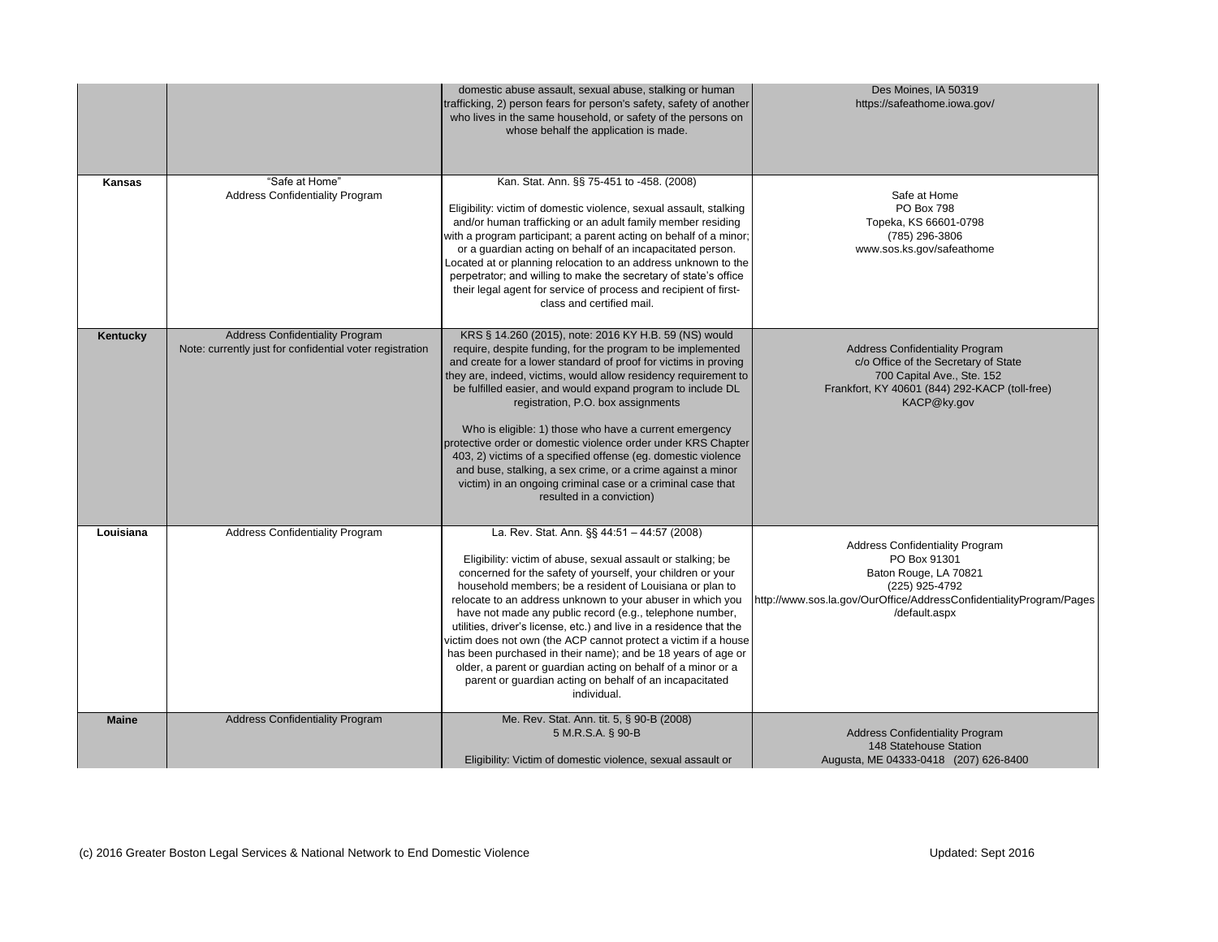| | | | |
|---|---|---|---|
| | | domestic abuse assault, sexual abuse, stalking or human trafficking, 2) person fears for person's safety, safety of another who lives in the same household, or safety of the persons on whose behalf the application is made. | Des Moines, IA 50319<br>https://safeathome.iowa.gov/ |
| **Kansas** | "Safe at Home"<br>Address Confidentiality Program | Kan. Stat. Ann. §§ 75-451 to -458. (2008)<br><br>Eligibility: victim of domestic violence, sexual assault, stalking and/or human trafficking or an adult family member residing with a program participant; a parent acting on behalf of a minor; or a guardian acting on behalf of an incapacitated person. Located at or planning relocation to an address unknown to the perpetrator; and willing to make the secretary of state's office their legal agent for service of process and recipient of first-class and certified mail. | Safe at Home<br>PO Box 798<br>Topeka, KS 66601-0798<br>(785) 296-3806<br>www.sos.ks.gov/safeathome |
| **Kentucky** | Address Confidentiality Program<br>Note: currently just for confidential voter registration | KRS § 14.260 (2015), note: 2016 KY H.B. 59 (NS) would require, despite funding, for the program to be implemented and create for a lower standard of proof for victims in proving they are, indeed, victims, would allow residency requirement to be fulfilled easier, and would expand program to include DL registration, P.O. box assignments<br><br>Who is eligible: 1) those who have a current emergency protective order or domestic violence order under KRS Chapter 403, 2) victims of a specified offense (eg. domestic violence and buse, stalking, a sex crime, or a crime against a minor victim) in an ongoing criminal case or a criminal case that resulted in a conviction) | Address Confidentiality Program<br>c/o Office of the Secretary of State<br>700 Capital Ave., Ste. 152<br>Frankfort, KY 40601 (844) 292-KACP (toll-free)<br>KACP@ky.gov |
| **Louisiana** | Address Confidentiality Program | La. Rev. Stat. Ann. §§ 44:51 – 44:57 (2008)<br><br>Eligibility: victim of abuse, sexual assault or stalking; be concerned for the safety of yourself, your children or your household members; be a resident of Louisiana or plan to relocate to an address unknown to your abuser in which you have not made any public record (e.g., telephone number, utilities, driver's license, etc.) and live in a residence that the victim does not own (the ACP cannot protect a victim if a house has been purchased in their name); and be 18 years of age or older, a parent or guardian acting on behalf of a minor or a parent or guardian acting on behalf of an incapacitated individual. | Address Confidentiality Program<br>PO Box 91301<br>Baton Rouge, LA 70821<br>(225) 925-4792<br>http://www.sos.la.gov/OurOffice/AddressConfidentialityProgram/Pages/default.aspx |
| **Maine** | Address Confidentiality Program | Me. Rev. Stat. Ann. tit. 5, § 90-B (2008)<br>5 M.R.S.A. § 90-B<br><br>Eligibility: Victim of domestic violence, sexual assault or | Address Confidentiality Program<br>148 Statehouse Station<br>Augusta, ME 04333-0418 (207) 626-8400 |

(c) 2016 Greater Boston Legal Services & National Network to End Domestic Violence

Updated: Sept 2016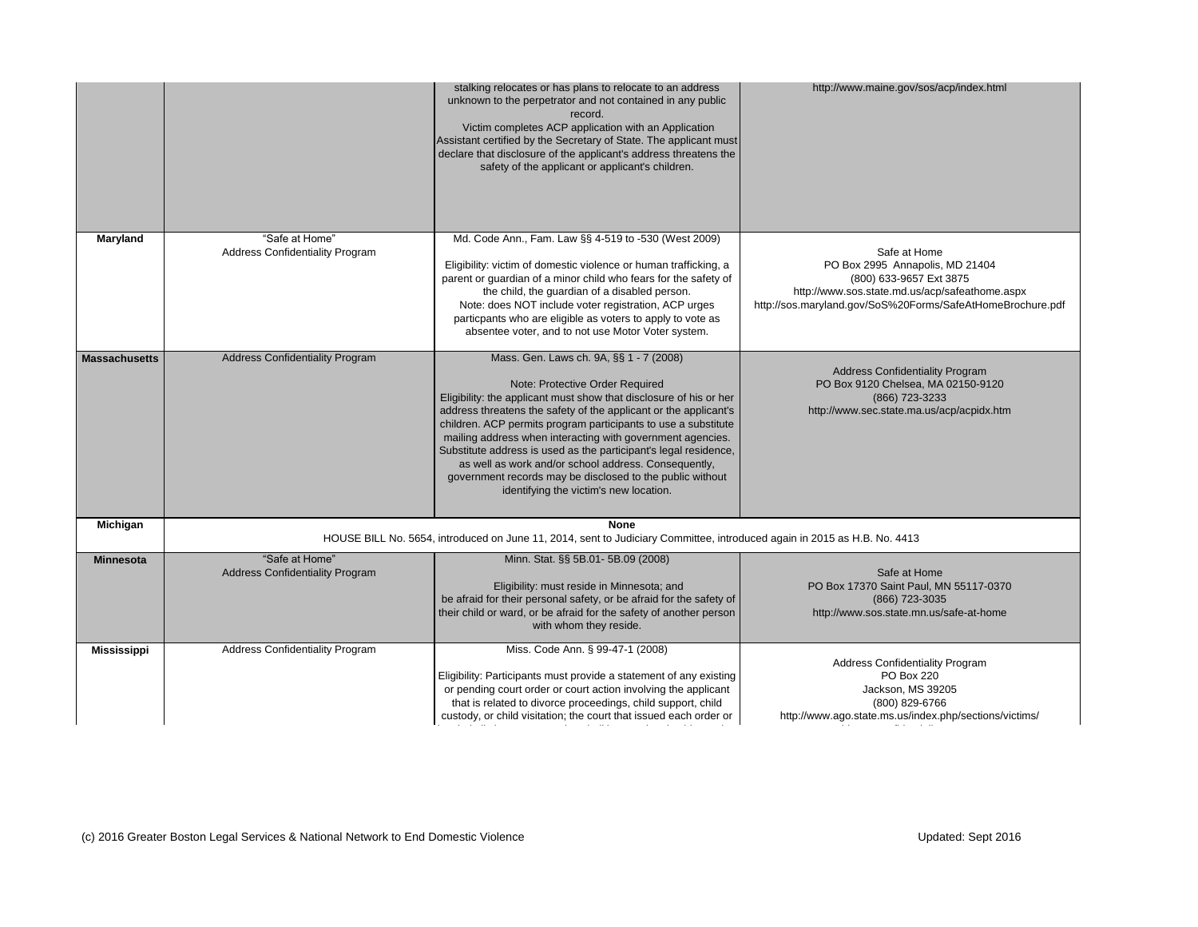| | | | |
|---|---|---|---|
| | | stalking relocates or has plans to relocate to an address unknown to the perpetrator and not contained in any public record.<br>Victim completes ACP application with an Application Assistant certified by the Secretary of State. The applicant must declare that disclosure of the applicant's address threatens the safety of the applicant or applicant's children. | http://www.maine.gov/sos/acp/index.html |
| **Maryland** | "Safe at Home"<br>Address Confidentiality Program | Md. Code Ann., Fam. Law §§ 4-519 to -530 (West 2009)<br><br>Eligibility: victim of domestic violence or human trafficking, a parent or guardian of a minor child who fears for the safety of the child, the guardian of a disabled person.<br>Note: does NOT include voter registration, ACP urges particpants who are eligible as voters to apply to vote as absentee voter, and to not use Motor Voter system. | Safe at Home<br>PO Box 2995 Annapolis, MD 21404<br>(800) 633-9657 Ext 3875<br>http://www.sos.state.md.us/acp/safeathome.aspx<br>http://sos.maryland.gov/SoS%20Forms/SafeAtHomeBrochure.pdf |
| **Massachusetts** | Address Confidentiality Program | Mass. Gen. Laws ch. 9A, §§ 1 - 7 (2008)<br><br>Note: Protective Order Required<br>Eligibility: the applicant must show that disclosure of his or her address threatens the safety of the applicant or the applicant's children. ACP permits program participants to use a substitute mailing address when interacting with government agencies. Substitute address is used as the participant's legal residence, as well as work and/or school address. Consequently, government records may be disclosed to the public without identifying the victim's new location. | Address Confidentiality Program<br>PO Box 9120 Chelsea, MA 02150-9120<br>(866) 723-3233<br>http://www.sec.state.ma.us/acp/acpidx.htm |
| **Michigan** | **None**<br>HOUSE BILL No. 5654, introduced on June 11, 2014, sent to Judiciary Committee, introduced again in 2015 as H.B. No. 4413 | | |
| **Minnesota** | "Safe at Home"<br>Address Confidentiality Program | Minn. Stat. §§ 5B.01- 5B.09 (2008)<br><br>Eligibility: must reside in Minnesota; and be afraid for their personal safety, or be afraid for the safety of their child or ward, or be afraid for the safety of another person with whom they reside. | Safe at Home<br>PO Box 17370 Saint Paul, MN 55117-0370<br>(866) 723-3035<br>http://www.sos.state.mn.us/safe-at-home |
| **Mississippi** | Address Confidentiality Program | Miss. Code Ann. § 99-47-1 (2008)<br><br>Eligibility: Participants must provide a statement of any existing or pending court order or court action involving the applicant that is related to divorce proceedings, child support, child custody, or child visitation; the court that issued each order or | Address Confidentiality Program<br>PO Box 220<br>Jackson, MS 39205<br>(800) 829-6766<br>http://www.ago.state.ms.us/index.php/sections/victims/ |

(c) 2016 Greater Boston Legal Services & National Network to End Domestic Violence

Updated: Sept 2016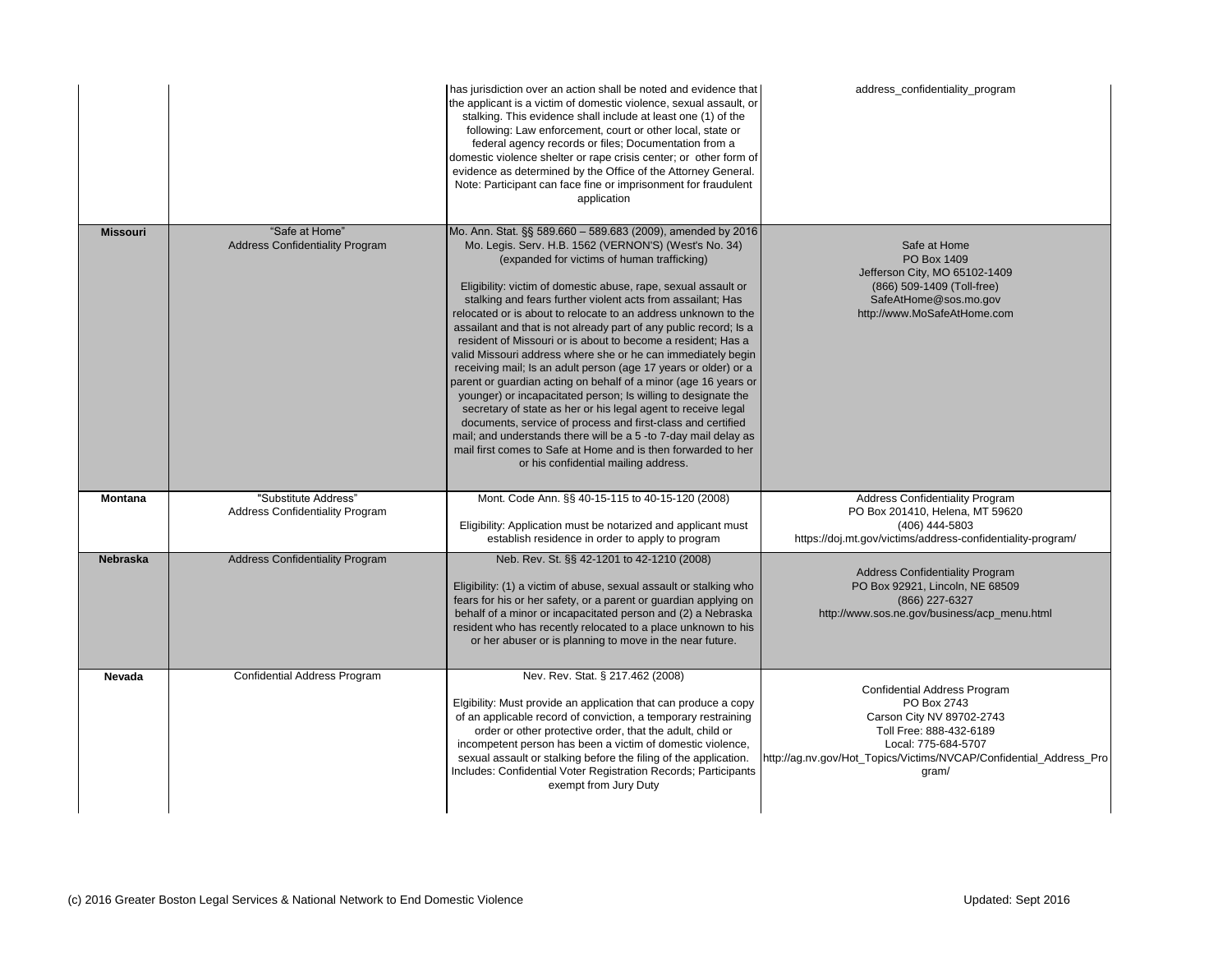| | | | |
|---|---|---|---|
| | | has jurisdiction over an action shall be noted and evidence that the applicant is a victim of domestic violence, sexual assault, or stalking. This evidence shall include at least one (1) of the following: Law enforcement, court or other local, state or federal agency records or files; Documentation from a domestic violence shelter or rape crisis center; or other form of evidence as determined by the Office of the Attorney General. Note: Participant can face fine or imprisonment for fraudulent application | address_confidentiality_program |
| **Missouri** | "Safe at Home" Address Confidentiality Program | Mo. Ann. Stat. §§ 589.660 – 589.683 (2009), amended by 2016 Mo. Legis. Serv. H.B. 1562 (VERNON'S) (West's No. 34) (expanded for victims of human trafficking)<br><br>Eligibility: victim of domestic abuse, rape, sexual assault or stalking and fears further violent acts from assailant; Has relocated or is about to relocate to an address unknown to the assailant and that is not already part of any public record; Is a resident of Missouri or is about to become a resident; Has a valid Missouri address where she or he can immediately begin receiving mail; Is an adult person (age 17 years or older) or a parent or guardian acting on behalf of a minor (age 16 years or younger) or incapacitated person; Is willing to designate the secretary of state as her or his legal agent to receive legal documents, service of process and first-class and certified mail; and understands there will be a 5 -to 7-day mail delay as mail first comes to Safe at Home and is then forwarded to her or his confidential mailing address. | Safe at Home<br>PO Box 1409<br>Jefferson City, MO 65102-1409<br>(866) 509-1409 (Toll-free)<br>SafeAtHome@sos.mo.gov<br>http://www.MoSafeAtHome.com |
| **Montana** | "Substitute Address" Address Confidentiality Program | Mont. Code Ann. §§ 40-15-115 to 40-15-120 (2008)<br><br>Eligibility: Application must be notarized and applicant must establish residence in order to apply to program | Address Confidentiality Program<br>PO Box 201410, Helena, MT 59620<br>(406) 444-5803<br>https://doj.mt.gov/victims/address-confidentiality-program/ |
| **Nebraska** | Address Confidentiality Program | Neb. Rev. St. §§ 42-1201 to 42-1210 (2008)<br><br>Eligibility: (1) a victim of abuse, sexual assault or stalking who fears for his or her safety, or a parent or guardian applying on behalf of a minor or incapacitated person and (2) a Nebraska resident who has recently relocated to a place unknown to his or her abuser or is planning to move in the near future. | Address Confidentiality Program<br>PO Box 92921, Lincoln, NE 68509<br>(866) 227-6327<br>http://www.sos.ne.gov/business/acp_menu.html |
| **Nevada** | Confidential Address Program | Nev. Rev. Stat. § 217.462 (2008)<br><br>Elgibility: Must provide an application that can produce a copy of an applicable record of conviction, a temporary restraining order or other protective order, that the adult, child or incompetent person has been a victim of domestic violence, sexual assault or stalking before the filing of the application. Includes: Confidential Voter Registration Records; Participants exempt from Jury Duty | Confidential Address Program<br>PO Box 2743<br>Carson City NV 89702-2743<br>Toll Free: 888-432-6189<br>Local: 775-684-5707<br>http://ag.nv.gov/Hot_Topics/Victims/NVCAP/Confidential_Address_Program/ |

(c) 2016 Greater Boston Legal Services & National Network to End Domestic Violence

Updated: Sept 2016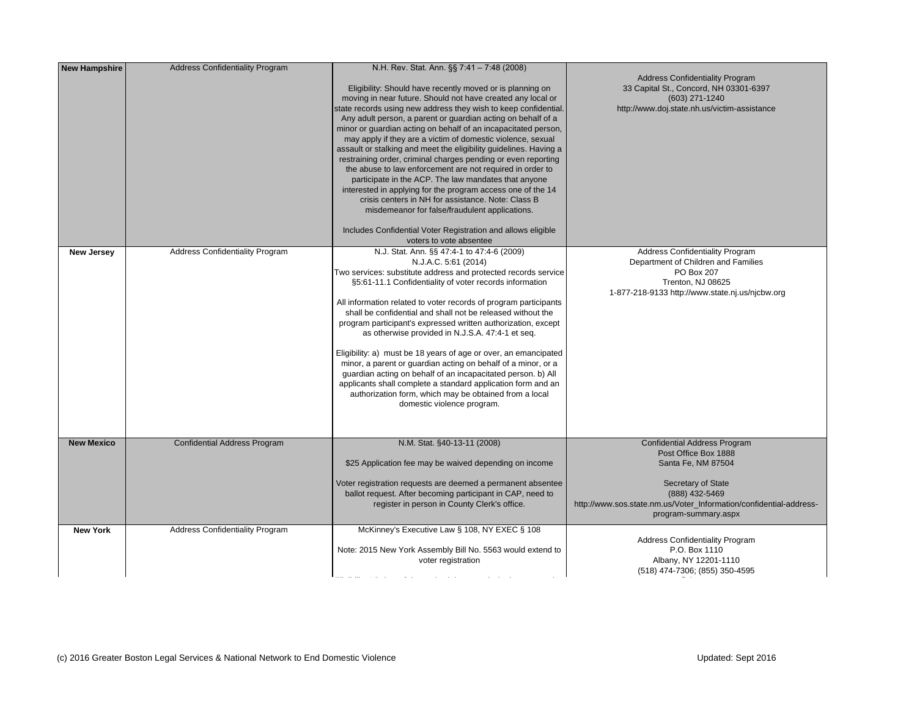| | | | |
|---|---|---|---|
| **New Hampshire** | Address Confidentiality Program | N.H. Rev. Stat. Ann. §§ 7:41 – 7:48 (2008)<br><br>Eligibility: Should have recently moved or is planning on moving in near future. Should not have created any local or state records using new address they wish to keep confidential. Any adult person, a parent or guardian acting on behalf of a minor or guardian acting on behalf of an incapacitated person, may apply if they are a victim of domestic violence, sexual assault or stalking and meet the eligibility guidelines. Having a restraining order, criminal charges pending or even reporting the abuse to law enforcement are not required in order to participate in the ACP. The law mandates that anyone interested in applying for the program access one of the 14 crisis centers in NH for assistance. Note: Class B misdemeanor for false/fraudulent applications.<br><br>Includes Confidential Voter Registration and allows eligible voters to vote absentee | Address Confidentiality Program<br>33 Capital St., Concord, NH 03301-6397<br>(603) 271-1240<br>http://www.doj.state.nh.us/victim-assistance |
| **New Jersey** | Address Confidentiality Program | N.J. Stat. Ann. §§ 47:4-1 to 47:4-6 (2009)<br>N.J.A.C. 5:61 (2014)<br>Two services: substitute address and protected records service<br>§5:61-11.1 Confidentiality of voter records information<br><br>All information related to voter records of program participants shall be confidential and shall not be released without the program participant's expressed written authorization, except as otherwise provided in N.J.S.A. 47:4-1 et seq.<br><br>Eligibility: a) must be 18 years of age or over, an emancipated minor, a parent or guardian acting on behalf of a minor, or a guardian acting on behalf of an incapacitated person. b) All applicants shall complete a standard application form and an authorization form, which may be obtained from a local domestic violence program. | Address Confidentiality Program<br>Department of Children and Families<br>PO Box 207<br>Trenton, NJ 08625<br>1-877-218-9133 http://www.state.nj.us/njcbw.org |
| **New Mexico** | Confidential Address Program | N.M. Stat. §40-13-11 (2008)<br><br>$25 Application fee may be waived depending on income<br><br>Voter registration requests are deemed a permanent absentee ballot request. After becoming participant in CAP, need to register in person in County Clerk's office. | Confidential Address Program<br>Post Office Box 1888<br>Santa Fe, NM 87504<br><br>Secretary of State<br>(888) 432-5469<br>http://www.sos.state.nm.us/Voter_Information/confidential-address-program-summary.aspx |
| **New York** | Address Confidentiality Program | McKinney's Executive Law § 108, NY EXEC § 108<br><br>Note: 2015 New York Assembly Bill No. 5563 would extend to voter registration | Address Confidentiality Program<br>P.O. Box 1110<br>Albany, NY 12201-1110<br>(518) 474-7306; (855) 350-4595 |

(c) 2016 Greater Boston Legal Services & National Network to End Domestic Violence

Updated: Sept 2016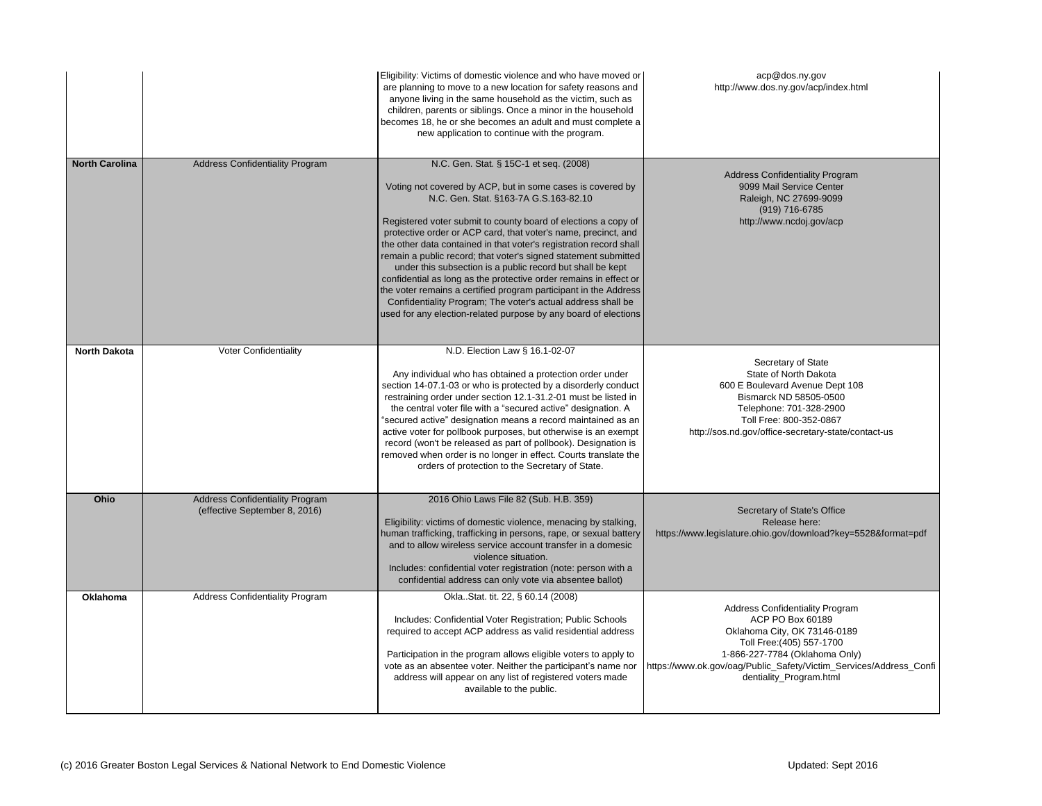| | | | |
|---|---|---|---|
| | | Eligibility: Victims of domestic violence and who have moved or are planning to move to a new location for safety reasons and anyone living in the same household as the victim, such as children, parents or siblings. Once a minor in the household becomes 18, he or she becomes an adult and must complete a new application to continue with the program. | acp@dos.ny.gov<br>http://www.dos.ny.gov/acp/index.html |
| **North Carolina** | Address Confidentiality Program | N.C. Gen. Stat. § 15C-1 et seq. (2008)<br><br>Voting not covered by ACP, but in some cases is covered by N.C. Gen. Stat. §163-7A G.S.163-82.10<br><br>Registered voter submit to county board of elections a copy of protective order or ACP card, that voter's name, precinct, and the other data contained in that voter's registration record shall remain a public record; that voter's signed statement submitted under this subsection is a public record but shall be kept confidential as long as the protective order remains in effect or the voter remains a certified program participant in the Address Confidentiality Program; The voter's actual address shall be used for any election-related purpose by any board of elections | Address Confidentiality Program<br>9099 Mail Service Center<br>Raleigh, NC 27699-9099<br>(919) 716-6785<br>http://www.ncdoj.gov/acp |
| **North Dakota** | Voter Confidentiality | N.D. Election Law § 16.1-02-07<br><br>Any individual who has obtained a protection order under section 14-07.1-03 or who is protected by a disorderly conduct restraining order under section 12.1-31.2-01 must be listed in the central voter file with a "secured active" designation. A "secured active" designation means a record maintained as an active voter for pollbook purposes, but otherwise is an exempt record (won't be released as part of pollbook). Designation is removed when order is no longer in effect. Courts translate the orders of protection to the Secretary of State. | Secretary of State<br>State of North Dakota<br>600 E Boulevard Avenue Dept 108<br>Bismarck ND 58505-0500<br>Telephone: 701-328-2900<br>Toll Free: 800-352-0867<br>http://sos.nd.gov/office-secretary-state/contact-us |
| **Ohio** | Address Confidentiality Program (effective September 8, 2016) | 2016 Ohio Laws File 82 (Sub. H.B. 359)<br><br>Eligibility: victims of domestic violence, menacing by stalking, human trafficking, trafficking in persons, rape, or sexual battery and to allow wireless service account transfer in a domesic violence situation.<br>Includes: confidential voter registration (note: person with a confidential address can only vote via absentee ballot) | Secretary of State's Office<br>Release here:<br>https://www.legislature.ohio.gov/download?key=5528&format=pdf |
| **Oklahoma** | Address Confidentiality Program | Okla..Stat. tit. 22, § 60.14 (2008)<br><br>Includes: Confidential Voter Registration; Public Schools required to accept ACP address as valid residential address<br><br>Participation in the program allows eligible voters to apply to vote as an absentee voter. Neither the participant's name nor address will appear on any list of registered voters made available to the public. | Address Confidentiality Program<br>ACP PO Box 60189<br>Oklahoma City, OK 73146-0189<br>Toll Free:(405) 557-1700<br>1-866-227-7784 (Oklahoma Only)<br>https://www.ok.gov/oag/Public_Safety/Victim_Services/Address_Confidentiality_Program.html |

(c) 2016 Greater Boston Legal Services & National Network to End Domestic Violence

Updated: Sept 2016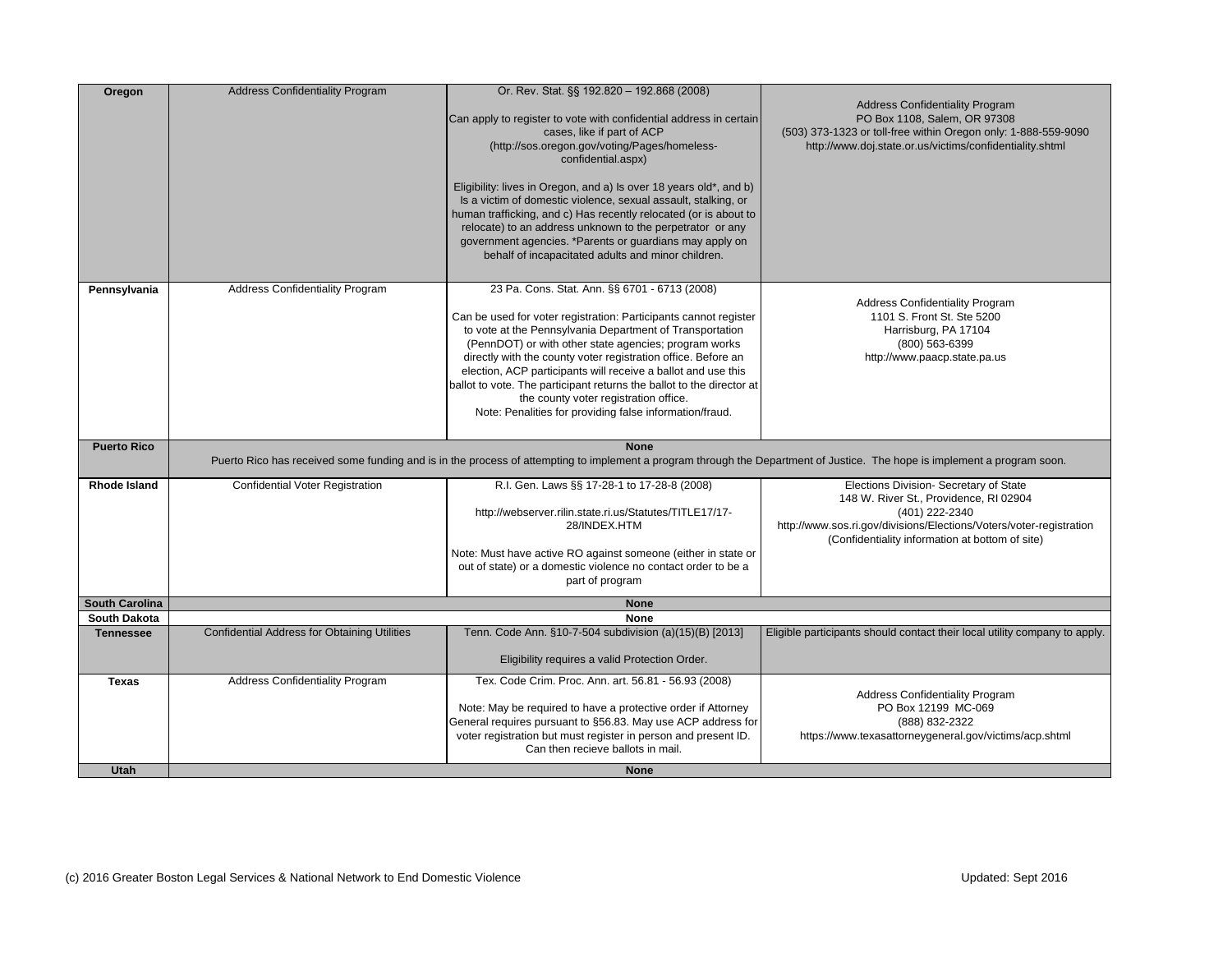| | | | |
|---|---|---|---|
| **Oregon** | Address Confidentiality Program | Or. Rev. Stat. §§ 192.820 – 192.868 (2008)<br><br>Can apply to register to vote with confidential address in certain cases, like if part of ACP (http://sos.oregon.gov/voting/Pages/homeless-confidential.aspx)<br><br>Eligibility: lives in Oregon, and a) Is over 18 years old*, and b) Is a victim of domestic violence, sexual assault, stalking, or human trafficking, and c) Has recently relocated (or is about to relocate) to an address unknown to the perpetrator or any government agencies. *Parents or guardians may apply on behalf of incapacitated adults and minor children. | Address Confidentiality Program<br>PO Box 1108, Salem, OR 97308<br>(503) 373-1323 or toll-free within Oregon only: 1-888-559-9090<br>http://www.doj.state.or.us/victims/confidentiality.shtml |
| **Pennsylvania** | Address Confidentiality Program | 23 Pa. Cons. Stat. Ann. §§ 6701 - 6713 (2008)<br><br>Can be used for voter registration: Participants cannot register to vote at the Pennsylvania Department of Transportation (PennDOT) or with other state agencies; program works directly with the county voter registration office. Before an election, ACP participants will receive a ballot and use this ballot to vote. The participant returns the ballot to the director at the county voter registration office.<br>Note: Penalities for providing false information/fraud. | Address Confidentiality Program<br>1101 S. Front St. Ste 5200<br>Harrisburg, PA 17104<br>(800) 563-6399<br>http://www.paacp.state.pa.us |
| **Puerto Rico** | **None**<br>Puerto Rico has received some funding and is in the process of attempting to implement a program through the Department of Justice. The hope is implement a program soon. | | |
| **Rhode Island** | Confidential Voter Registration | R.I. Gen. Laws §§ 17-28-1 to 17-28-8 (2008)<br><br>http://webserver.rilin.state.ri.us/Statutes/TITLE17/17-28/INDEX.HTM<br><br>Note: Must have active RO against someone (either in state or out of state) or a domestic violence no contact order to be a part of program | Elections Division- Secretary of State<br>148 W. River St., Providence, RI 02904<br>(401) 222-2340<br>http://www.sos.ri.gov/divisions/Elections/Voters/voter-registration<br>(Confidentiality information at bottom of site) |
| **South Carolina** | **None** | | |
| **South Dakota** | **None** | | |
| **Tennessee** | Confidential Address for Obtaining Utilities | Tenn. Code Ann. §10-7-504 subdivision (a)(15)(B) [2013]<br><br>Eligibility requires a valid Protection Order. | Eligible participants should contact their local utility company to apply. |
| **Texas** | Address Confidentiality Program | Tex. Code Crim. Proc. Ann. art. 56.81 - 56.93 (2008)<br><br>Note: May be required to have a protective order if Attorney General requires pursuant to §56.83. May use ACP address for voter registration but must register in person and present ID. Can then recieve ballots in mail. | Address Confidentiality Program<br>PO Box 12199 MC-069<br>(888) 832-2322<br>https://www.texasattorneygeneral.gov/victims/acp.shtml |
| **Utah** | **None** | | |

(c) 2016 Greater Boston Legal Services & National Network to End Domestic Violence

Updated: Sept 2016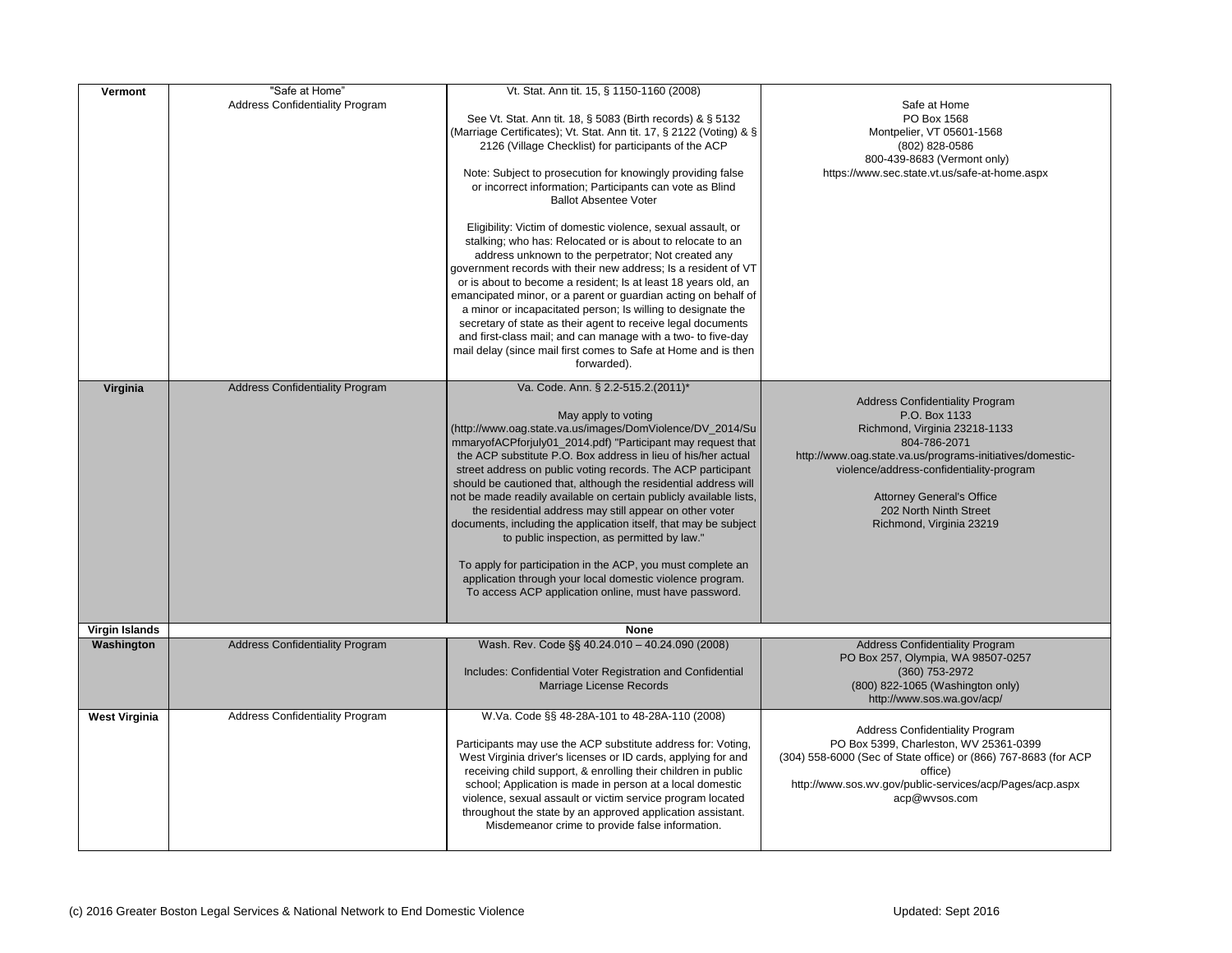| | | | |
|---|---|---|---|
| **Vermont** | "Safe at Home" Address Confidentiality Program | Vt. Stat. Ann tit. 15, § 1150-1160 (2008)<br><br>See Vt. Stat. Ann tit. 18, § 5083 (Birth records) & § 5132 (Marriage Certificates); Vt. Stat. Ann tit. 17, § 2122 (Voting) & § 2126 (Village Checklist) for participants of the ACP<br><br>Note: Subject to prosecution for knowingly providing false or incorrect information; Participants can vote as Blind Ballot Absentee Voter<br><br>Eligibility: Victim of domestic violence, sexual assault, or stalking; who has: Relocated or is about to relocate to an address unknown to the perpetrator; Not created any government records with their new address; Is a resident of VT or is about to become a resident; Is at least 18 years old, an emancipated minor, or a parent or guardian acting on behalf of a minor or incapacitated person; Is willing to designate the secretary of state as their agent to receive legal documents and first-class mail; and can manage with a two- to five-day mail delay (since mail first comes to Safe at Home and is then forwarded). | Safe at Home<br>PO Box 1568<br>Montpelier, VT 05601-1568<br>(802) 828-0586<br>800-439-8683 (Vermont only)<br>https://www.sec.state.vt.us/safe-at-home.aspx |
| **Virginia** | Address Confidentiality Program | Va. Code. Ann. § 2.2-515.2.(2011)*<br><br>May apply to voting (http://www.oag.state.va.us/images/DomViolence/DV_2014/SummaryofACPforjuly01_2014.pdf) "Participant may request that the ACP substitute P.O. Box address in lieu of his/her actual street address on public voting records. The ACP participant should be cautioned that, although the residential address will not be made readily available on certain publicly available lists, the residential address may still appear on other voter documents, including the application itself, that may be subject to public inspection, as permitted by law."<br><br>To apply for participation in the ACP, you must complete an application through your local domestic violence program. To access ACP application online, must have password. | Address Confidentiality Program<br>P.O. Box 1133<br>Richmond, Virginia 23218-1133<br>804-786-2071<br>http://www.oag.state.va.us/programs-initiatives/domestic-violence/address-confidentiality-program<br><br>Attorney General's Office<br>202 North Ninth Street<br>Richmond, Virginia 23219 |
| **Virgin Islands** | **None** | | |
| **Washington** | Address Confidentiality Program | Wash. Rev. Code §§ 40.24.010 – 40.24.090 (2008)<br><br>Includes: Confidential Voter Registration and Confidential Marriage License Records | Address Confidentiality Program<br>PO Box 257, Olympia, WA 98507-0257<br>(360) 753-2972<br>(800) 822-1065 (Washington only)<br>http://www.sos.wa.gov/acp/ |
| **West Virginia** | Address Confidentiality Program | W.Va. Code §§ 48-28A-101 to 48-28A-110 (2008)<br><br>Participants may use the ACP substitute address for: Voting, West Virginia driver's licenses or ID cards, applying for and receiving child support, & enrolling their children in public school; Application is made in person at a local domestic violence, sexual assault or victim service program located throughout the state by an approved application assistant. Misdemeanor crime to provide false information. | Address Confidentiality Program<br>PO Box 5399, Charleston, WV 25361-0399<br>(304) 558-6000 (Sec of State office) or (866) 767-8683 (for ACP office)<br>http://www.sos.wv.gov/public-services/acp/Pages/acp.aspx<br>acp@wvsos.com |

(c) 2016 Greater Boston Legal Services & National Network to End Domestic Violence

Updated: Sept 2016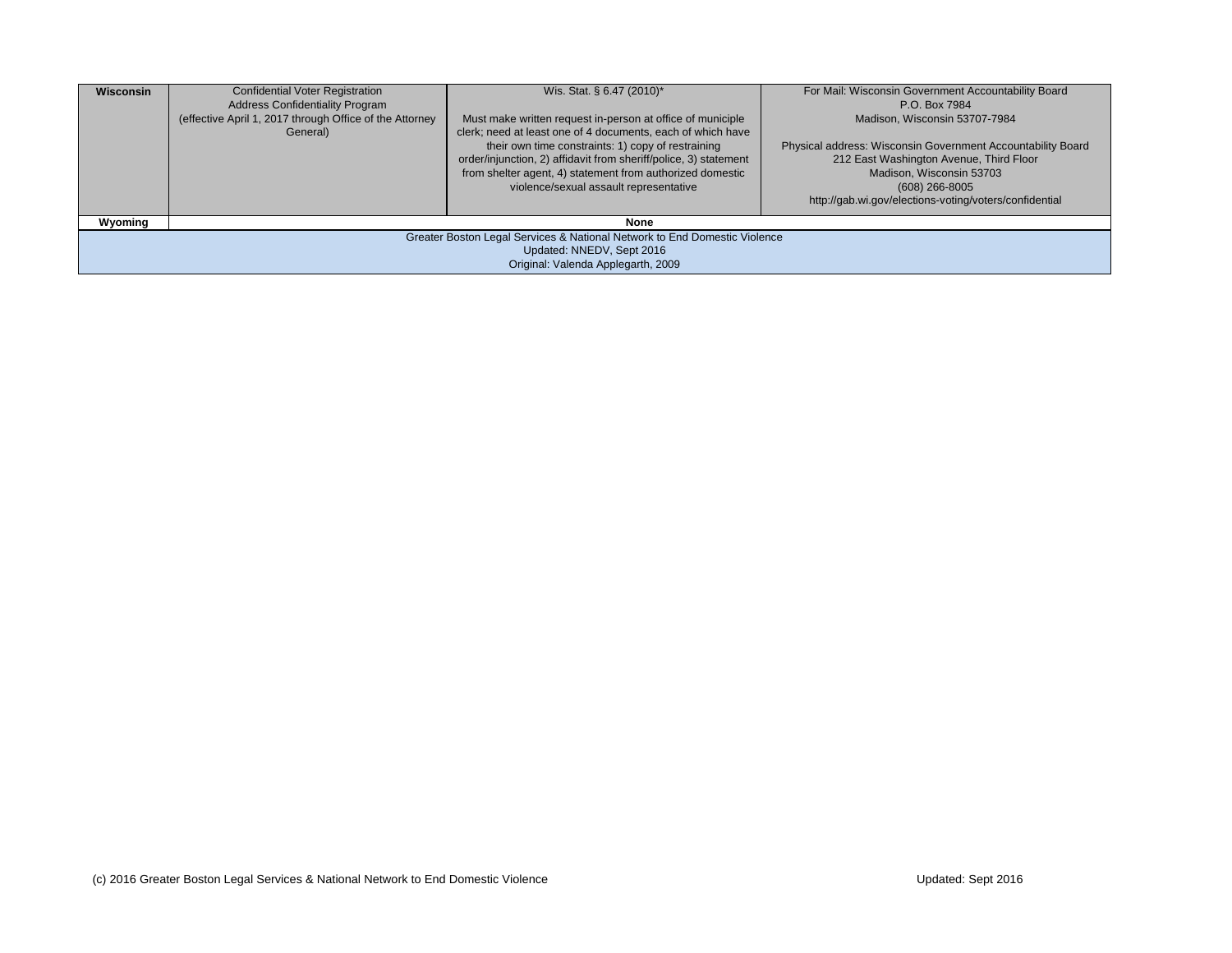| | | | |
|---|---|---|---|
| **Wisconsin** | Confidential Voter Registration<br>Address Confidentiality Program<br>(effective April 1, 2017 through Office of the Attorney General) | Wis. Stat. § 6.47 (2010)*<br><br>Must make written request in-person at office of municiple clerk; need at least one of 4 documents, each of which have their own time constraints: 1) copy of restraining order/injunction, 2) affidavit from sheriff/police, 3) statement from shelter agent, 4) statement from authorized domestic violence/sexual assault representative | For Mail: Wisconsin Government Accountability Board<br>P.O. Box 7984<br>Madison, Wisconsin 53707-7984<br><br>Physical address: Wisconsin Government Accountability Board<br>212 East Washington Avenue, Third Floor<br>Madison, Wisconsin 53703<br>(608) 266-8005<br>http://gab.wi.gov/elections-voting/voters/confidential |
| **Wyoming** | | **None** | |
| Greater Boston Legal Services & National Network to End Domestic Violence<br>Updated: NNEDV, Sept 2016<br>Original: Valenda Applegarth, 2009 | | | |

(c) 2016 Greater Boston Legal Services & National Network to End Domestic Violence

Updated: Sept 2016